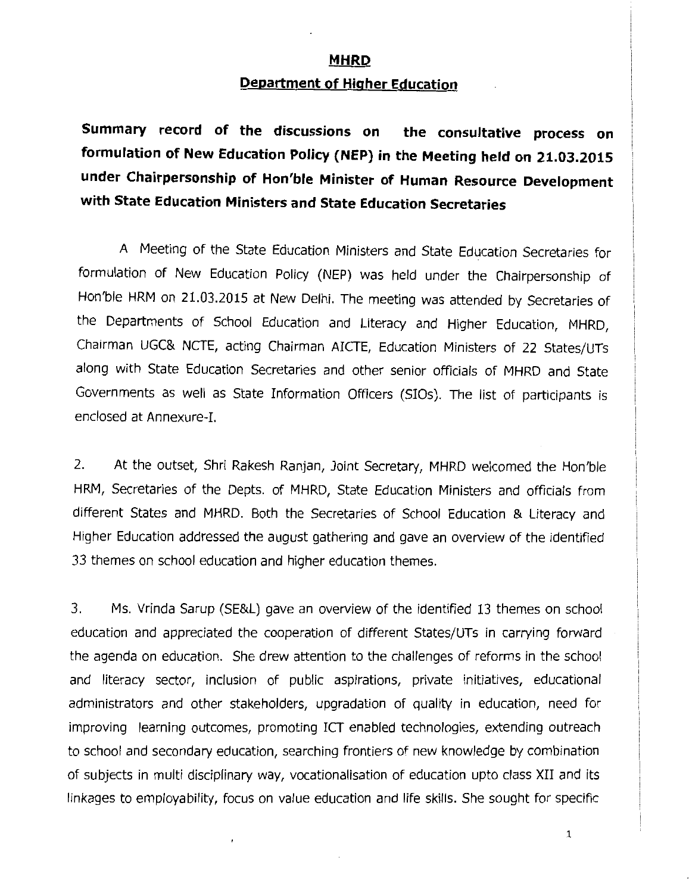# MHRD

## Department of Higher Education

**Summary record of the discussions on the consultative process on formulation of New Education Policy (NEP) in the Meeting held on 21.03.2015 under Chairpersonship of Hon'ble Minister of Human Resource Development with State Education Ministers and State Education Secretaries**

A Meeting of the State Education Ministers and State Education Secretaries for formulation of New Education Policy (NEP) was held under the Chairpersonship of Hon'ble HRM on 21.03.2015 at New Delhi. The meeting was attended by Secretaries of the Departments of School Education and Literacy and Higher Education, MHRD, Chairman UGC& NCTE, acting Chairman AICTE, Education Ministers of 22 States/UTs along with State Education Secretaries and other senior officials of MHRD and State Governments as well as State Information Officers (SIOs). The list of participants is enclosed at Annexure-I.

2. At the outset, Shri Rakesh Ranjan, Joint Secretary, MHRD welcomed the Hon'ble HRM, Secretaries of the Depts. of MHRD, State Education Ministers and officials from different States and MHRD. Both the Secretaries of School Education & Literacy and Higher Education addressed the august gathering and gave an overview of the identified 33 themes on school education and higher education themes.

3. Ms. Vrinda Sarup (SE&L) gave an overview of the identified 13 themes on school education and appreciated the cooperation of different States/UTs in carrying forward the agenda on education. She drew attention to the challenges of reforms in the school and literacy sector, inclusion of public aspirations, private initiatives, educational administrators and other stakeholders, upgradation of quality in education, need for improving learning outcomes, promoting ICT enabled technologies, extending outreach to school and secondary education, searching frontiers of new knowledge by combination of subjects in multi disciplinary way, vocationalisation of education upto class XII and its linkages to employability, focus on value education and life skills. She sought for specific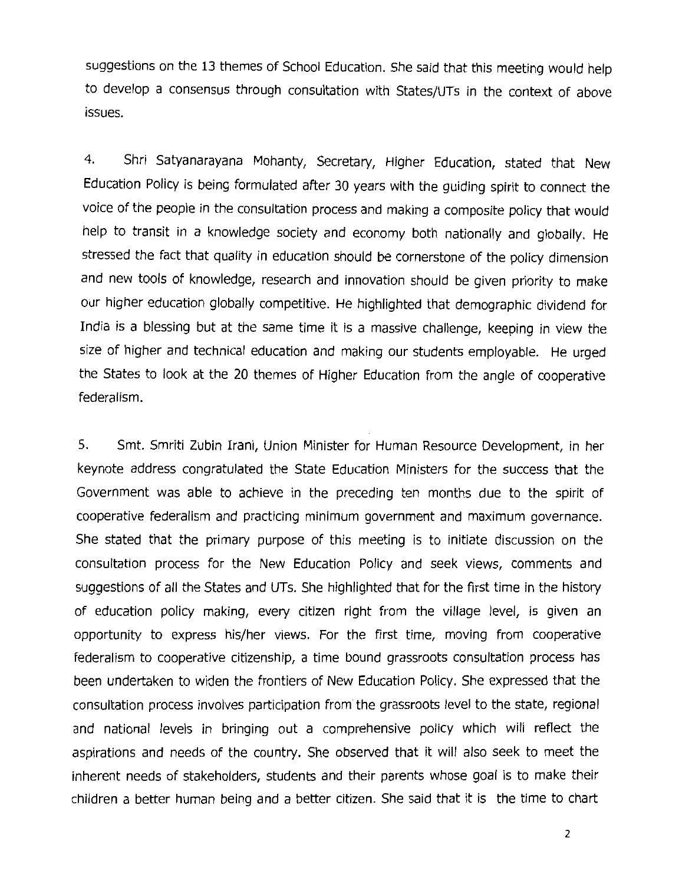suggestions on the 13 themes of School Education. She said that this meeting would help to develop a consensus through consultation with States/UTs in the context of above issues.

4. Shri Satyanarayana Mohanty, Secretary, Higher Education, stated that New Education Policy is being formulated after 30 years with the guiding spirit to connect the voice of the people in the consultation process and making a composite policy that would help to transit in a knowledge society and economy both nationally and globally. He stressed the fact that quality in education should be cornerstone of the policy dimension and new tools of knowledge, research and innovation should be given priority to make our higher education globally competitive. He highlighted that demographic dividend for India is a blessing but at the same time it is a massive challenge, keeping in view the size of higher and technical education and making our students employable. He urged the States to look at the 20 themes of Higher Education from the angle of cooperative federalism.

5. Smt. Smriti Zubin Irani, Union Minister for Human Resource Development, in her keynote address congratulated the State Education Ministers for the success that the Government was able to achieve in the preceding ten months due to the spirit of cooperative federalism and practicing minimum government and maximum governance. She stated that the primary purpose of this meeting is to initiate discussion on the consultation process for the New Education Policy and seek views, comments and suggestions of all the States and UTs. She highlighted that for the first time in the history of education policy making, every citizen right from the village level, is given an opportunity to express his/her views. For the first time, moving from cooperative federalism to cooperative citizenship, a time bound grassroots consultation process has been undertaken to widen the frontiers of New Education Policy. She expressed that the consultation process involves participation from the grassroots level to the state, regional and national levels in bringing out a comprehensive policy which will reflect the aspirations and needs of the country. She observed that it will also seek to meet the inherent needs of stakeholders, students and their parents whose goal is to make their children a better human being and a better citizen. She said that it is the time to chart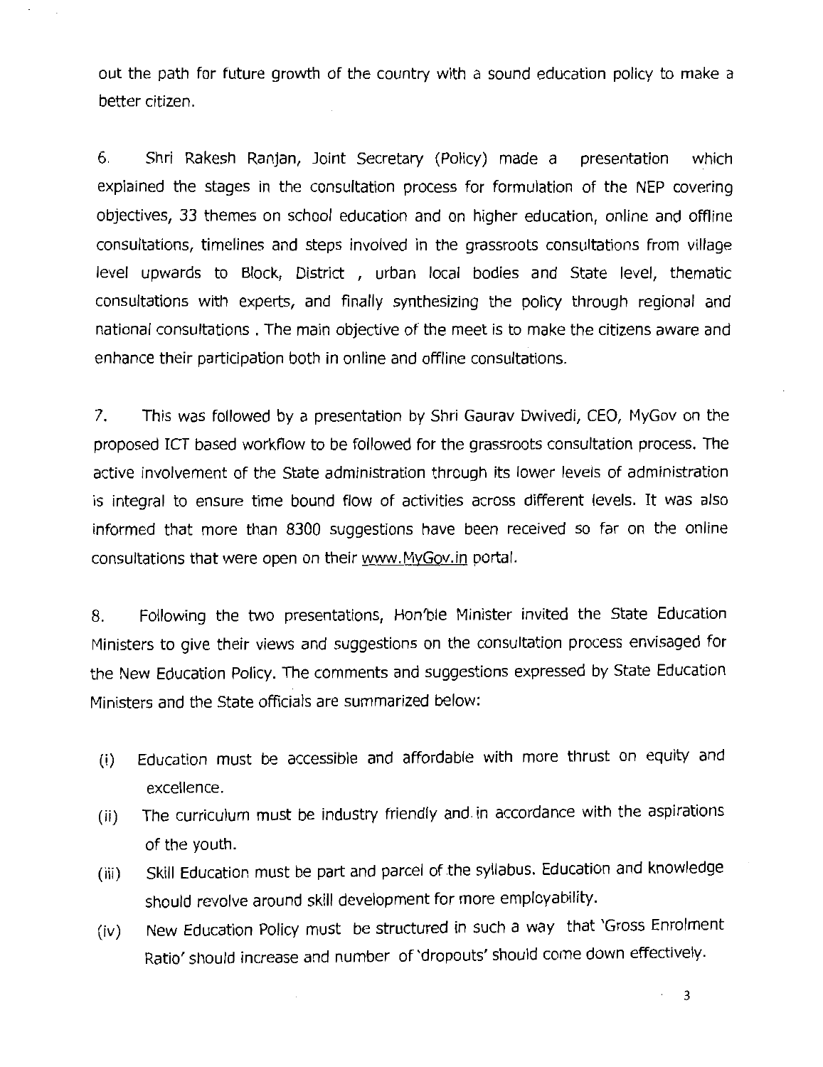out the path for future growth of the country with a sound education policy to make a better citizen.

6. Shri Rakesh Ranjan, Joint Secretary (Policy) made a presentation which explained the stages in the consultation process for formulation of the NEP covering objectives, 33 themes on school education and on higher education, online and offline consultations, timelines and steps involved in the grassroots consultations from village level upwards to Block, District , urban local bodies and State level, thematic consultations with experts, and finally synthesizing the policy through regional and national consultations . The main objective of the meet is to make the citizens aware and enhance their participation both in online and offline consultations.

7. This was followed by a presentation by Shri Gaurav Dwivedi, CEO, MyGov on the proposed ICT based workflow to be followed for the grassroots consultation process. The active involvement of the State administration through its lower levels of administration is integral to ensure time bound flow of activities across different levels. It was also informed that more than 8300 suggestions have been received so far on the online consultations that were open on their www.MyGov.in portal.

8. Following the two presentations, Hon'ble Minister invited the State Education Ministers to give their views and suggestions on the consultation process envisaged for the New Education Policy. The comments and suggestions expressed by State Education Ministers and the State officials are summarized below:

(i) Education must be accessible and affordable with more thrust on equity and excellence.

(ii) The curriculum must be industry friendly and in accordance with the aspirations of the youth.

(iii) Skill Education must be part and parcel of the syllabus. Education and knowledge should revolve around skill development for more employability.

(iv) New Education Policy must be structured in such a way that 'Gross Enrolment Ratio' should increase and number of 'dropouts' should come down effectively.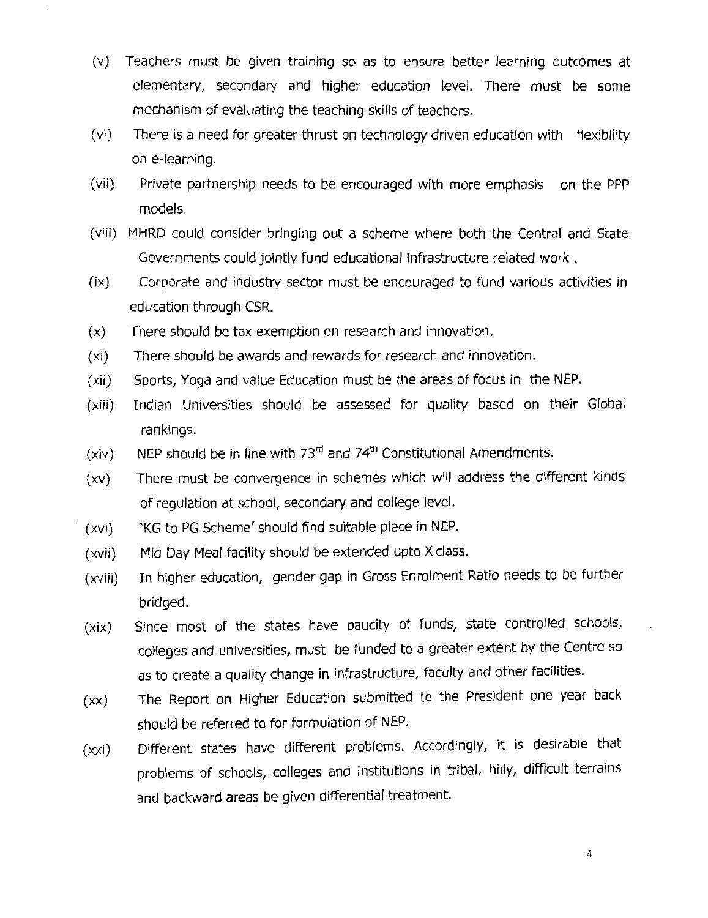(v) Teachers must be given training so as to ensure better learning outcomes at elementary, secondary and higher education level. There must be some mechanism of evaluating the teaching skills of teachers.

(vi) There is a need for greater thrust on technology driven education with flexibility on e-learning.

(vii) Private partnership needs to be encouraged with more emphasis on the PPP models.

(viii) MHRD could consider bringing out a scheme where both the Central and State Governments could jointly fund educational infrastructure related work .

(ix) Corporate and industry sector must be encouraged to fund various activities in education through CSR.

(x) There should be tax exemption on research and innovation.

(xi) There should be awards and rewards for research and innovation.

(xii) Sports, Yoga and value Education must be the areas of focus in the NEP.

(xiii) Indian Universities should be assessed for quality based on their Global rankings.

(xiv) NEP should be in line with 73rd and 74th Constitutional Amendments.

(xv) There must be convergence in schemes which will address the different kinds of regulation at school, secondary and college level.

(xvi) 'KG to PG Scheme' should find suitable place in NEP.

(xvii) Mid Day Meal facility should be extended upto X class.

(xviii) In higher education, gender gap in Gross Enrolment Ratio needs to be further bridged.

(xix) Since most of the states have paucity of funds, state controlled schools, colleges and universities, must be funded to a greater extent by the Centre so as to create a quality change in infrastructure, faculty and other facilities.

(xx) The Report on Higher Education submitted to the President one year back should be referred to for formulation of NEP.

(xxi) Different states have different problems. Accordingly, it is desirable that problems of schools, colleges and institutions in tribal, hilly, difficult terrains and backward areas be given differential treatment.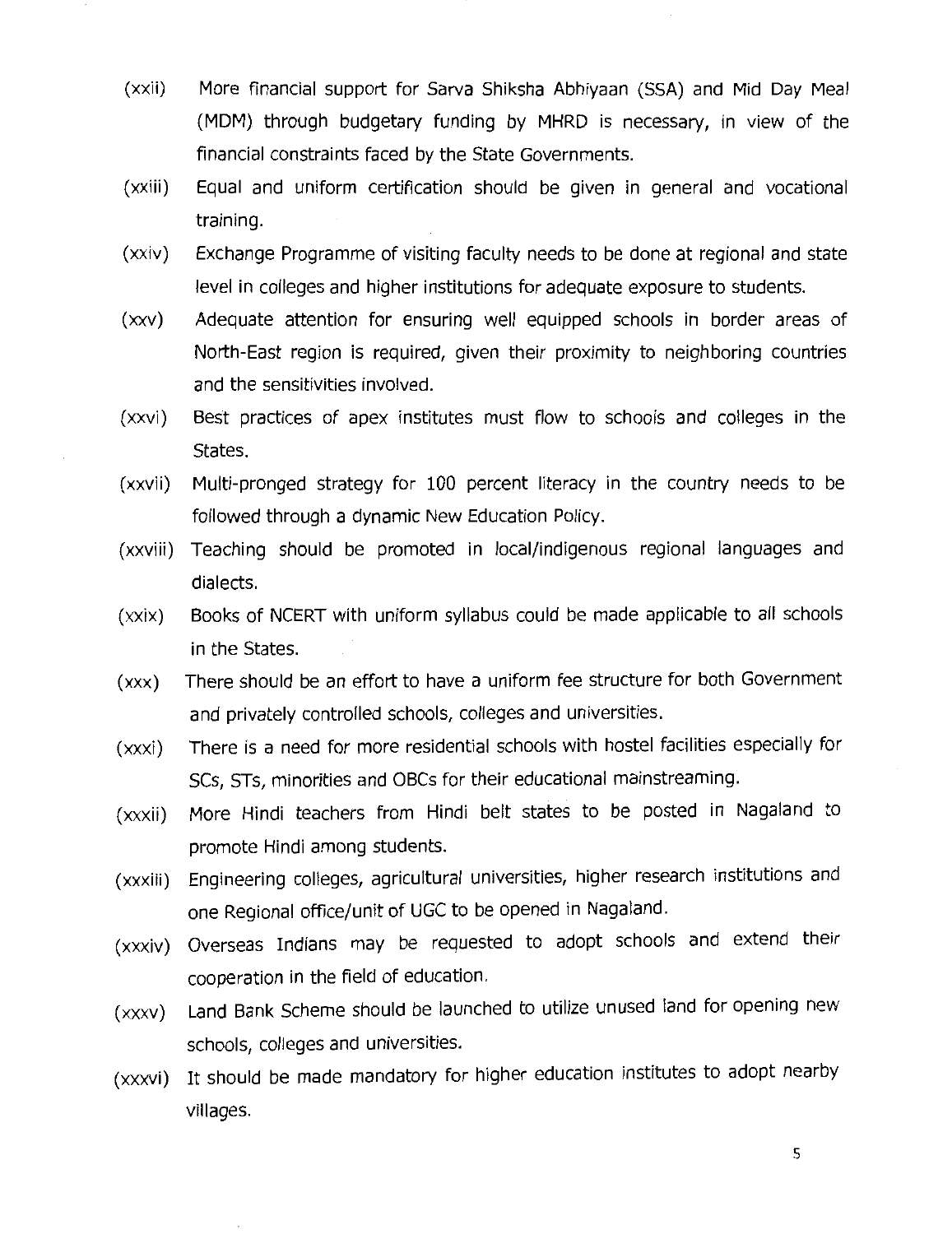(xxii) More financial support for Sarva Shiksha Abhiyaan (SSA) and Mid Day Meal (MDM) through budgetary funding by MHRD is necessary, in view of the financial constraints faced by the State Governments.

(xxiii) Equal and uniform certification should be given in general and vocational training.

(xxiv) Exchange Programme of visiting faculty needs to be done at regional and state level in colleges and higher institutions for adequate exposure to students.

(xxv) Adequate attention for ensuring well equipped schools in border areas of North-East region is required, given their proximity to neighboring countries and the sensitivities involved.

(xxvi) Best practices of apex institutes must flow to schools and colleges in the States.

(xxvii) Multi-pronged strategy for 100 percent literacy in the country needs to be followed through a dynamic New Education Policy.

(xxviii) Teaching should be promoted in local/indigenous regional languages and dialects.

(xxix) Books of NCERT with uniform syllabus could be made applicable to all schools in the States.

(xxx) There should be an effort to have a uniform fee structure for both Government and privately controlled schools, colleges and universities.

(xxxi) There is a need for more residential schools with hostel facilities especially for SCs, STs, minorities and OBCs for their educational mainstreaming.

(xxxii) More Hindi teachers from Hindi belt states to be posted in Nagaland to promote Hindi among students.

(xxxiii) Engineering colleges, agricultural universities, higher research institutions and one Regional office/unit of UGC to be opened in Nagaland.

(xxxiv) Overseas Indians may be requested to adopt schools and extend their cooperation in the field of education.

(xxxv) Land Bank Scheme should be launched to utilize unused land for opening new schools, colleges and universities.

(xxxvi) It should be made mandatory for higher education institutes to adopt nearby villages.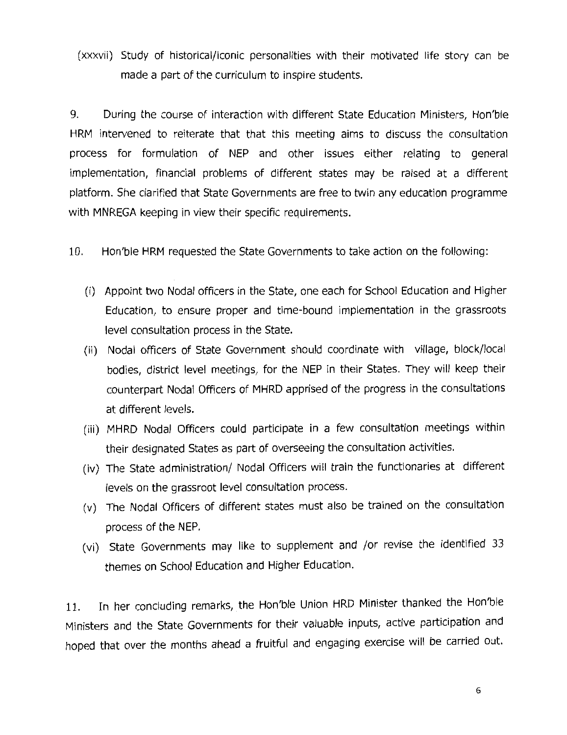(xxxvii) Study of historical/iconic personalities with their motivated life story can be made a part of the curriculum to inspire students.

9. During the course of interaction with different State Education Ministers, Hon'ble HRM intervened to reiterate that that this meeting aims to discuss the consultation process for formulation of NEP and other issues either relating to general implementation, financial problems of different states may be raised at a different platform. She clarified that State Governments are free to twin any education programme with MNREGA keeping in view their specific requirements.

10. Hon'ble HRM requested the State Governments to take action on the following:

(i) Appoint two Nodal officers in the State, one each for School Education and Higher Education, to ensure proper and time-bound implementation in the grassroots level consultation process in the State.

(ii) Nodal officers of State Government should coordinate with village, block/local bodies, district level meetings, for the NEP in their States. They will keep their counterpart Nodal Officers of MHRD apprised of the progress in the consultations at different levels.

(iii) MHRD Nodal Officers could participate in a few consultation meetings within their designated States as part of overseeing the consultation activities.

(iv) The State administration/ Nodal Officers will train the functionaries at different levels on the grassroot level consultation process.

(v) The Nodal Officers of different states must also be trained on the consultation process of the NEP.

(vi) State Governments may like to supplement and /or revise the identified 33 themes on School Education and Higher Education.

11. In her concluding remarks, the Hon'ble Union HRD Minister thanked the Hon'ble Ministers and the State Governments for their valuable inputs, active participation and hoped that over the months ahead a fruitful and engaging exercise will be carried out.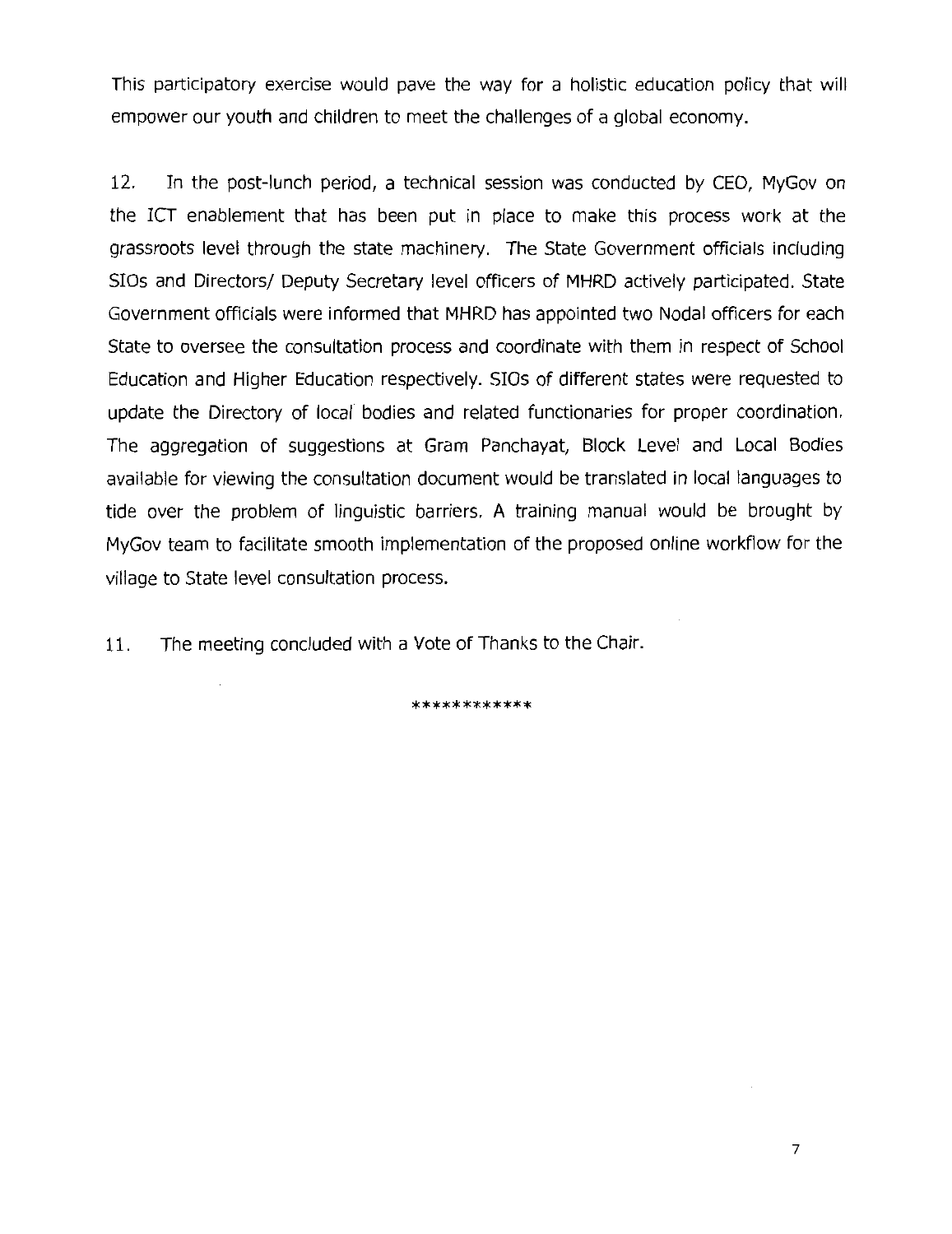This participatory exercise would pave the way for a holistic education policy that will empower our youth and children to meet the challenges of a global economy.

12. In the post-lunch period, a technical session was conducted by CEO, MyGov on the ICT enablement that has been put in place to make this process work at the grassroots level through the state machinery. The State Government officials including SIOs and Directors/ Deputy Secretary level officers of MHRD actively participated. State Government officials were informed that MHRD has appointed two Nodal officers for each State to oversee the consultation process and coordinate with them in respect of School Education and Higher Education respectively. SIOs of different states were requested to update the Directory of local bodies and related functionaries for proper coordination. The aggregation of suggestions at Gram Panchayat, Block Level and Local Bodies available for viewing the consultation document would be translated in local languages to tide over the problem of linguistic barriers. A training manual would be brought by MyGov team to facilitate smooth implementation of the proposed online workflow for the village to State level consultation process.

11. The meeting concluded with a Vote of Thanks to the Chair.

************